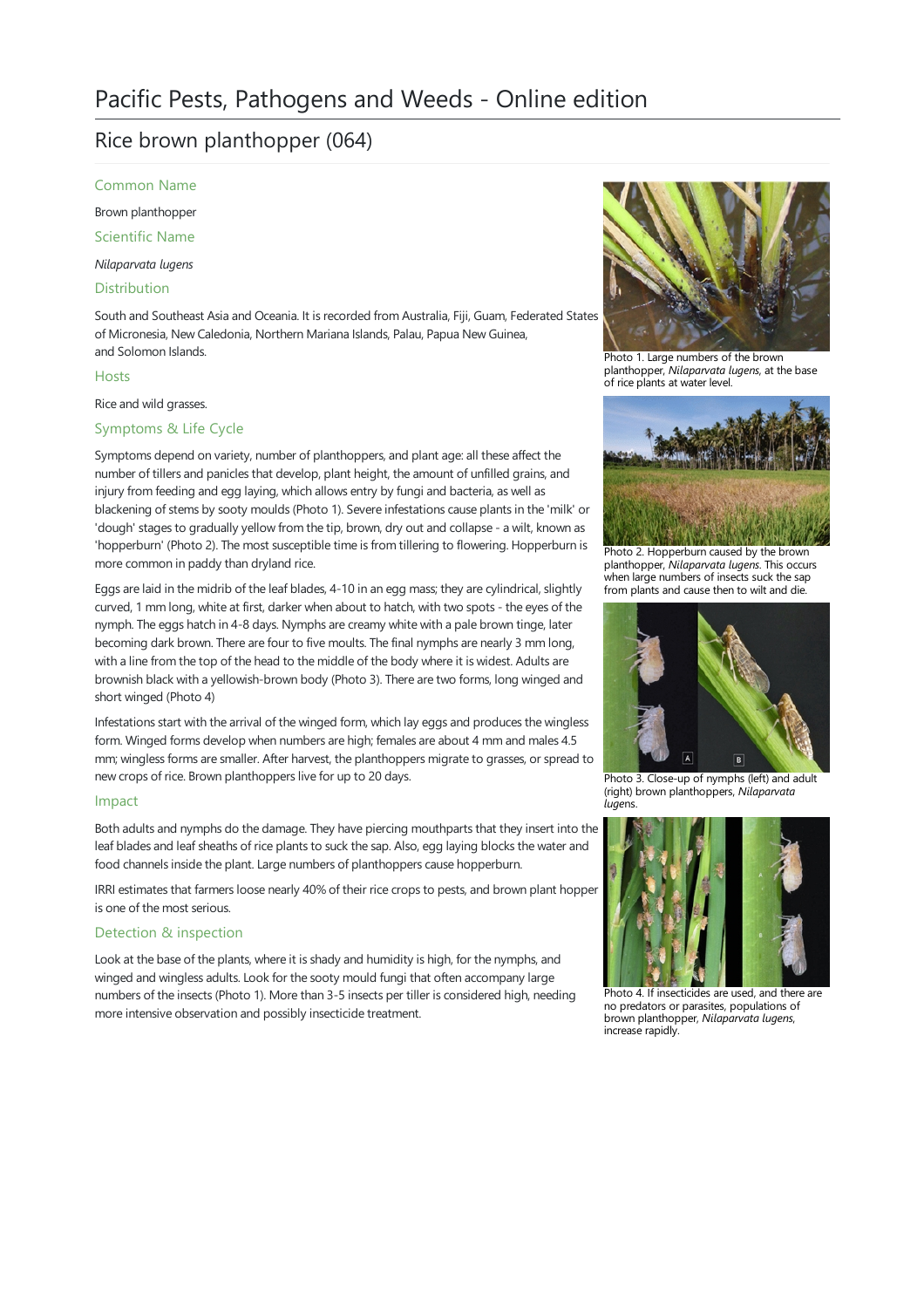# Pacific Pests, Pathogens and Weeds - Online edition

## Rice brown planthopper (064)

### Common Name

Brown planthopper

### Scientific Name

*Nilaparvata lugens*

### Distribution

South and Southeast Asia and Oceania. It is recorded from Australia, Fiji, Guam, Federated States of Micronesia, New Caledonia, Northern Mariana Islands, Palau, Papua New Guinea, and Solomon Islands.

### Hosts

Rice and wild grasses.

### Symptoms & Life Cycle

Symptoms depend on variety, number of planthoppers, and plant age: all these affect the number of tillers and panicles that develop, plant height, the amount of unfilled grains, and injury from feeding and egg laying, which allows entry by fungi and bacteria, as well as blackening of stems by sooty moulds (Photo 1). Severe infestations cause plants in the 'milk' or 'dough' stages to gradually yellow from the tip, brown, dry out and collapse - a wilt, known as 'hopperburn' (Photo 2). The most susceptible time is from tillering to flowering. Hopperburn is more common in paddy than dryland rice.

Eggs are laid in the midrib of the leaf blades, 4-10 in an egg mass; they are cylindrical, slightly curved, 1 mm long, white at first, darker when about to hatch, with two spots - the eyes of the nymph. The eggs hatch in 4-8 days. Nymphs are creamy white with a pale brown tinge, later becoming dark brown. There are four to five moults. The final nymphs are nearly 3 mm long, with a line from the top of the head to the middle of the body where it is widest. Adults are brownish black with a yellowish-brown body (Photo 3). There are two forms, long winged and short winged (Photo 4)

Infestations start with the arrival of the winged form, which lay eggs and produces the wingless form. Winged forms develop when numbers are high; females are about 4 mm and males 4.5 mm; wingless forms are smaller. After harvest, the planthoppers migrate to grasses, or spread to new crops of rice. Brown planthoppers live for up to 20 days.

### Impact

Both adults and nymphs do the damage. They have piercing mouthparts that they insert into the leaf blades and leaf sheaths of rice plants to suck the sap. Also, egg laying blocks the water and food channels inside the plant. Large numbers of planthoppers cause hopperburn.

IRRI estimates that farmers loose nearly 40% of their rice crops to pests, and brown plant hopper is one of the most serious.

### Detection & inspection

Look at the base of the plants, where it is shady and humidity is high, for the nymphs, and winged and wingless adults. Look for the sooty mould fungi that often accompany large numbers of the insects (Photo 1). More than 3-5 insects per tiller is considered high, needing more intensive observation and possibly insecticide treatment.

Photo 1. Large numbers of the brown planthopper, *Nilaparvata lugens*, at the base of rice plants at water level.

Photo 2. Hopperburn caused by the brown planthopper, *Nilaparvata lugens*. This occurs when large numbers of insects suck the sap from plants and cause then to wilt and die.

Photo 3. Close-up of nymphs (left) and adult (right) brown planthoppers, *Nilaparvata lugens*.

Photo 4. If insecticides are used, and there are no predators or parasites, populations of brown planthopper, *Nilaparvata lugens*, increase rapidly.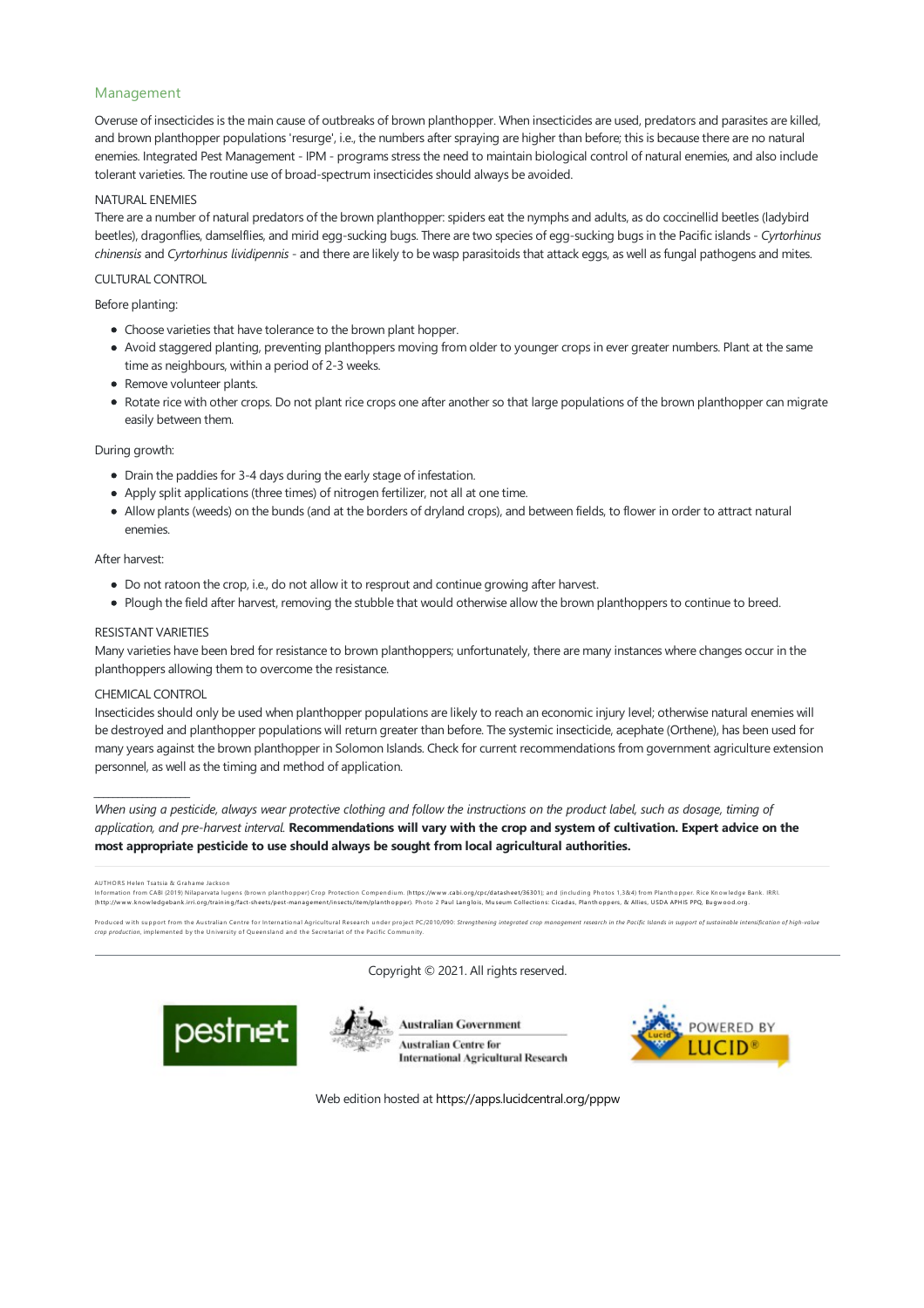## Management

Overuse of insecticides is the main cause of outbreaks of brown planthopper. When insecticides are used, predators and parasites are killed, and brown planthopper populations 'resurge', i.e., the numbers after spraying are higher than before; this is because there are no natural enemies. Integrated Pest Management - IPM - programs stress the need to maintain biological control of natural enemies, and also include tolerant varieties. The routine use of broad-spectrum insecticides should always be avoided.

NATURAL ENEMIES

There are a number of natural predators of the brown planthopper: spiders eat the nymphs and adults, as do coccinellid beetles (ladybird beetles), dragonflies, damselflies, and mirid egg-sucking bugs. There are two species of egg-sucking bugs in the Pacific islands - *Cyrtorhinus chinensis* and *Cyrtorhinus lividipennis* - and there are likely to be wasp parasitoids that attack eggs, as well as fungal pathogens and mites.

CULTURAL CONTROL

Before planting:

- Choose varieties that have tolerance to the brown plant hopper.
- Avoid staggered planting, preventing planthoppers moving from older to younger crops in ever greater numbers. Plant at the same time as neighbours, within a period of 2-3 weeks.
- Remove volunteer plants.
- Rotate rice with other crops. Do not plant rice crops one after another so that large populations of the brown planthopper can migrate easily between them.

During growth:

- Drain the paddies for 3-4 days during the early stage of infestation.
- Apply split applications (three times) of nitrogen fertilizer, not all at one time.
- Allow plants (weeds) on the bunds (and at the borders of dryland crops), and between fields, to flower in order to attract natural enemies.

After harvest:

- Do not ratoon the crop, i.e., do not allow it to resprout and continue growing after harvest.
- Plough the field after harvest, removing the stubble that would otherwise allow the brown planthoppers to continue to breed.

RESISTANT VARIETIES

Many varieties have been bred for resistance to brown planthoppers; unfortunately, there are many instances where changes occur in the planthoppers allowing them to overcome the resistance.

CHEMICAL CONTROL

Insecticides should only be used when planthopper populations are likely to reach an economic injury level; otherwise natural enemies will be destroyed and planthopper populations will return greater than before. The systemic insecticide, acephate (Orthene), has been used for many years against the brown planthopper in Solomon Islands. Check for current recommendations from government agriculture extension personnel, as well as the timing and method of application.

---

*When using a pesticide, always wear protective clothing and follow the instructions on the product label, such as dosage, timing of application, and pre-harvest interval.* **Recommendations will vary with the crop and system of cultivation. Expert advice on the most appropriate pesticide to use should always be sought from local agricultural authorities.**

AUTHORS Helen Tsatsia & Grahame Jackson
Information from CABI (2019) Nilaparvata lugens (brown planthopper) Crop Protection Compendium. (https://www.cabi.org/cpc/datasheet/36301); and (including Photos 1,3&4) from Planthopper. Rice Knowledge Bank. IRRI. (http://www.knowledgebank.irri.org/training/fact-sheets/pest-management/insects/item/planthopper). Photo 2 Paul Langlois, Museum Collections: Cicadas, Planthoppers, & Allies, USDA APHIS PPQ, Bugwood.org.

Produced with support from the Australian Centre for International Agricultural Research under project PC/2010/090: *Strengthening integrated crop management research in the Pacific Islands in support of sustainable intensification of high-value crop production*, implemented by the University of Queensland and the Secretariat of the Pacific Community.

Copyright © 2021. All rights reserved.

pestnet

Australian Government
Australian Centre for International Agricultural Research

POWERED BY LUCID®

Web edition hosted at https://apps.lucidcentral.org/pppw